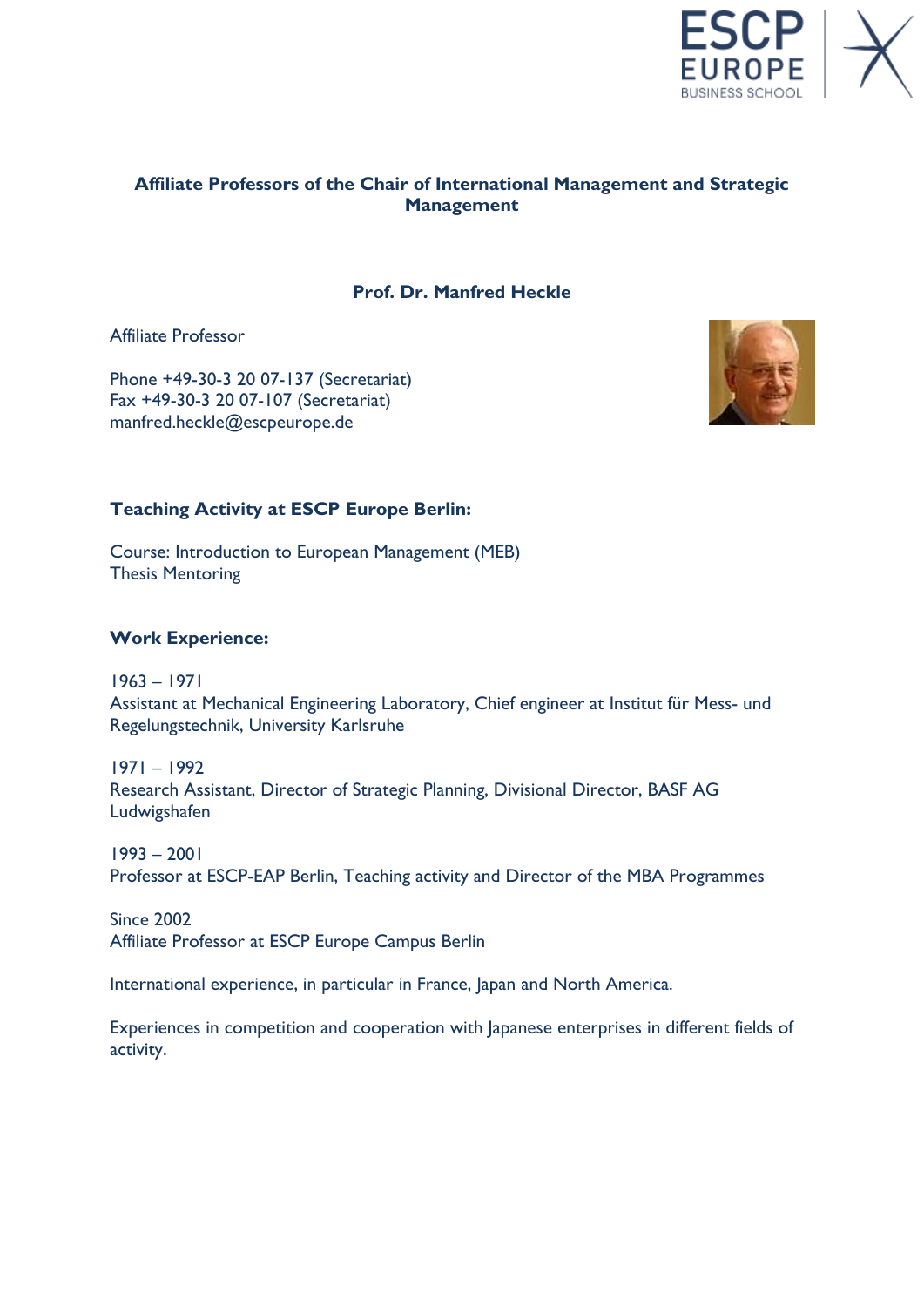## Affiliate Professors of the Chair of International Management and Strategic Management

### Prof. Dr. Manfred Heckle

Affiliate Professor

Phone +49-30-3 20 07-137 (Secretariat)
Fax +49-30-3 20 07-107 (Secretariat)
manfred.heckle@escpeurope.de

**Teaching Activity at ESCP Europe Berlin:**

Course: Introduction to European Management (MEB)
Thesis Mentoring

**Work Experience:**

1963 – 1971
Assistant at Mechanical Engineering Laboratory, Chief engineer at Institut für Mess- und Regelungstechnik, University Karlsruhe

1971 – 1992
Research Assistant, Director of Strategic Planning, Divisional Director, BASF AG Ludwigshafen

1993 – 2001
Professor at ESCP-EAP Berlin, Teaching activity and Director of the MBA Programmes

Since 2002
Affiliate Professor at ESCP Europe Campus Berlin

International experience, in particular in France, Japan and North America.

Experiences in competition and cooperation with Japanese enterprises in different fields of activity.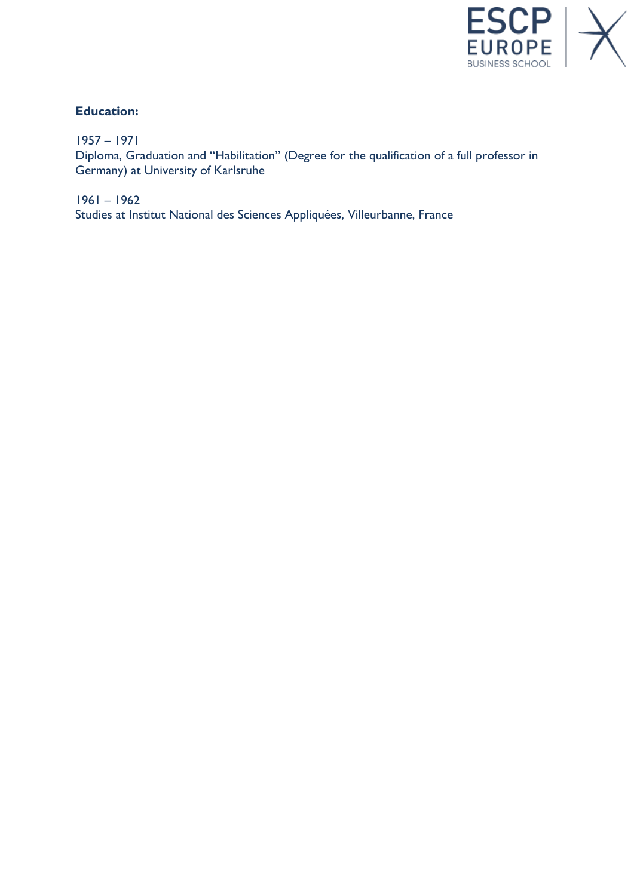**Education:**

1957 – 1971
Diploma, Graduation and "Habilitation" (Degree for the qualification of a full professor in Germany) at University of Karlsruhe

1961 – 1962
Studies at Institut National des Sciences Appliquées, Villeurbanne, France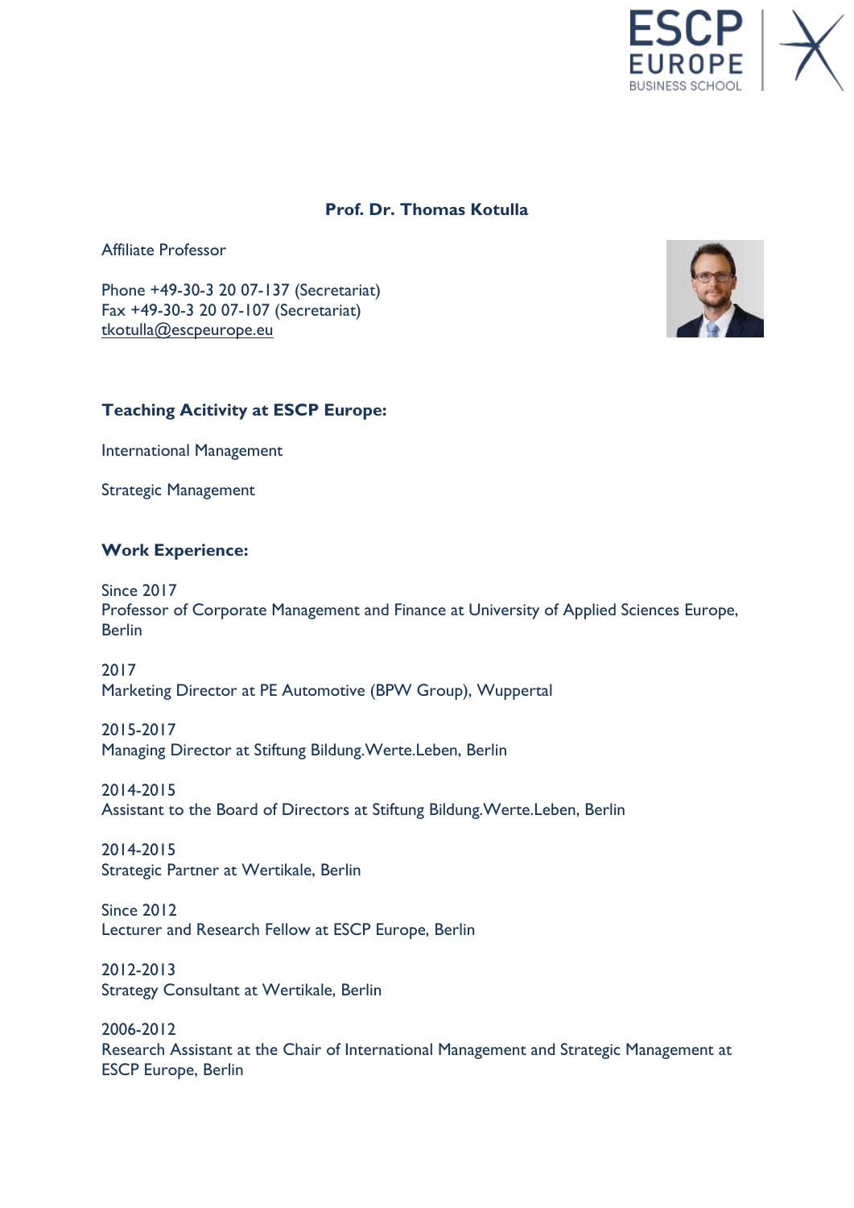**Prof. Dr. Thomas Kotulla**

Affiliate Professor

Phone +49-30-3 20 07-137 (Secretariat)
Fax +49-30-3 20 07-107 (Secretariat)
tkotulla@escpeurope.eu

## Teaching Acitivity at ESCP Europe:

International Management

Strategic Management

## Work Experience:

Since 2017
Professor of Corporate Management and Finance at University of Applied Sciences Europe, Berlin

2017
Marketing Director at PE Automotive (BPW Group), Wuppertal

2015-2017
Managing Director at Stiftung Bildung.Werte.Leben, Berlin

2014-2015
Assistant to the Board of Directors at Stiftung Bildung.Werte.Leben, Berlin

2014-2015
Strategic Partner at Wertikale, Berlin

Since 2012
Lecturer and Research Fellow at ESCP Europe, Berlin

2012-2013
Strategy Consultant at Wertikale, Berlin

2006-2012
Research Assistant at the Chair of International Management and Strategic Management at ESCP Europe, Berlin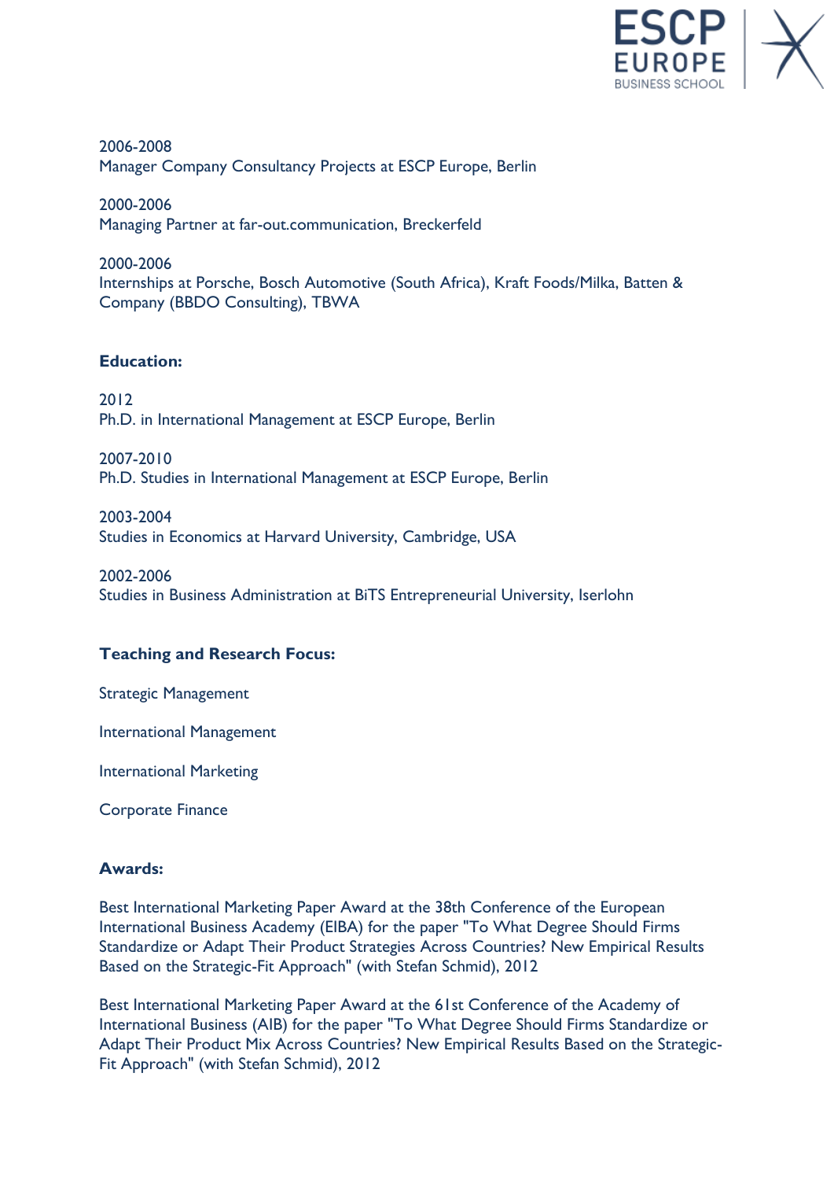2006-2008
Manager Company Consultancy Projects at ESCP Europe, Berlin

2000-2006
Managing Partner at far-out.communication, Breckerfeld

2000-2006
Internships at Porsche, Bosch Automotive (South Africa), Kraft Foods/Milka, Batten & Company (BBDO Consulting), TBWA

**Education:**

2012
Ph.D. in International Management at ESCP Europe, Berlin

2007-2010
Ph.D. Studies in International Management at ESCP Europe, Berlin

2003-2004
Studies in Economics at Harvard University, Cambridge, USA

2002-2006
Studies in Business Administration at BiTS Entrepreneurial University, Iserlohn

**Teaching and Research Focus:**

Strategic Management

International Management

International Marketing

Corporate Finance

**Awards:**

Best International Marketing Paper Award at the 38th Conference of the European International Business Academy (EIBA) for the paper "To What Degree Should Firms Standardize or Adapt Their Product Strategies Across Countries? New Empirical Results Based on the Strategic-Fit Approach" (with Stefan Schmid), 2012

Best International Marketing Paper Award at the 61st Conference of the Academy of International Business (AIB) for the paper "To What Degree Should Firms Standardize or Adapt Their Product Mix Across Countries? New Empirical Results Based on the Strategic-Fit Approach" (with Stefan Schmid), 2012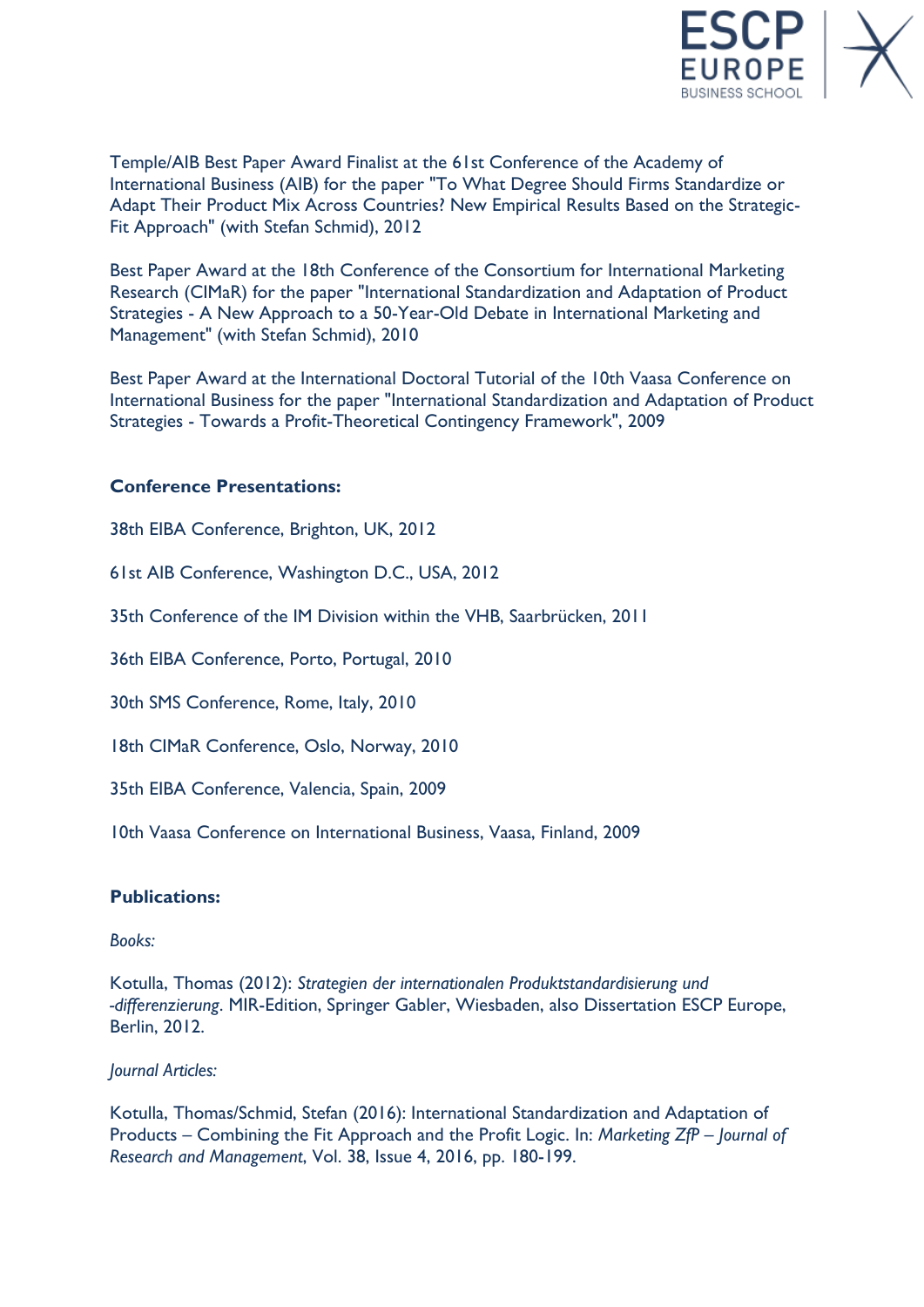Temple/AIB Best Paper Award Finalist at the 61st Conference of the Academy of International Business (AIB) for the paper "To What Degree Should Firms Standardize or Adapt Their Product Mix Across Countries? New Empirical Results Based on the Strategic-Fit Approach" (with Stefan Schmid), 2012

Best Paper Award at the 18th Conference of the Consortium for International Marketing Research (CIMaR) for the paper "International Standardization and Adaptation of Product Strategies - A New Approach to a 50-Year-Old Debate in International Marketing and Management" (with Stefan Schmid), 2010

Best Paper Award at the International Doctoral Tutorial of the 10th Vaasa Conference on International Business for the paper "International Standardization and Adaptation of Product Strategies - Towards a Profit-Theoretical Contingency Framework", 2009

**Conference Presentations:**

38th EIBA Conference, Brighton, UK, 2012

61st AIB Conference, Washington D.C., USA, 2012

35th Conference of the IM Division within the VHB, Saarbrücken, 2011

36th EIBA Conference, Porto, Portugal, 2010

30th SMS Conference, Rome, Italy, 2010

18th CIMaR Conference, Oslo, Norway, 2010

35th EIBA Conference, Valencia, Spain, 2009

10th Vaasa Conference on International Business, Vaasa, Finland, 2009

**Publications:**

*Books:*

Kotulla, Thomas (2012): *Strategien der internationalen Produktstandardisierung und -differenzierung*. MIR-Edition, Springer Gabler, Wiesbaden, also Dissertation ESCP Europe, Berlin, 2012.

*Journal Articles:*

Kotulla, Thomas/Schmid, Stefan (2016): International Standardization and Adaptation of Products – Combining the Fit Approach and the Profit Logic. In: *Marketing ZfP – Journal of Research and Management*, Vol. 38, Issue 4, 2016, pp. 180-199.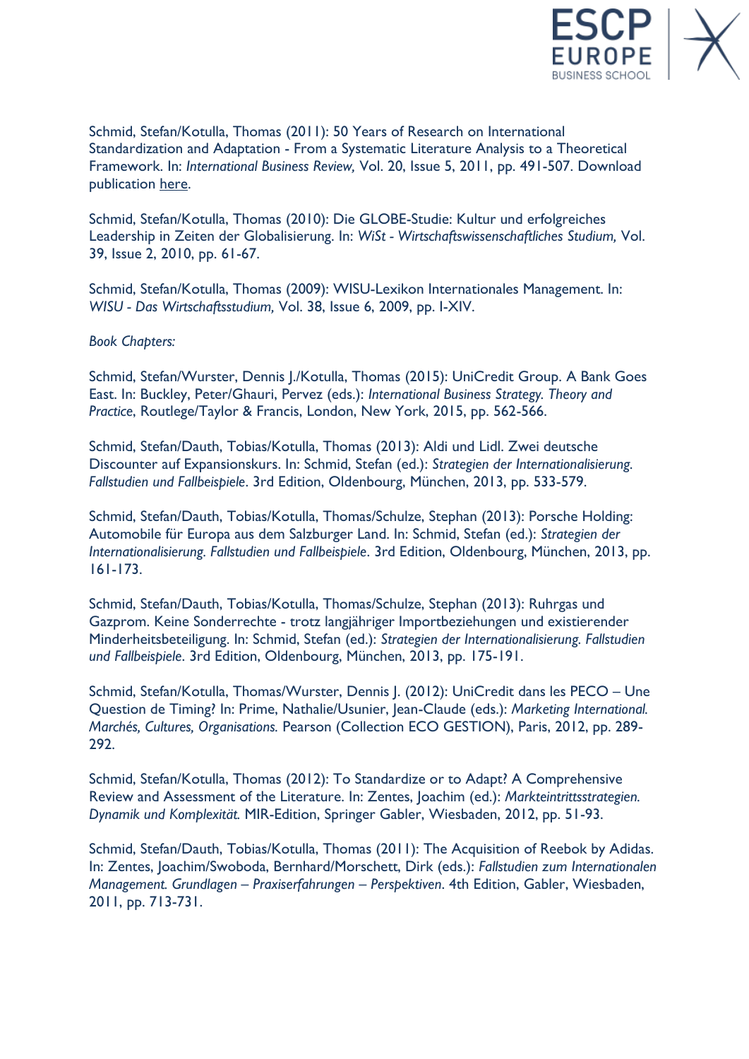Schmid, Stefan/Kotulla, Thomas (2011): 50 Years of Research on International Standardization and Adaptation - From a Systematic Literature Analysis to a Theoretical Framework. In: *International Business Review,* Vol. 20, Issue 5, 2011, pp. 491-507. Download publication here.

Schmid, Stefan/Kotulla, Thomas (2010): Die GLOBE-Studie: Kultur und erfolgreiches Leadership in Zeiten der Globalisierung. In: *WiSt - Wirtschaftswissenschaftliches Studium,* Vol. 39, Issue 2, 2010, pp. 61-67.

Schmid, Stefan/Kotulla, Thomas (2009): WISU-Lexikon Internationales Management. In: *WISU - Das Wirtschaftsstudium,* Vol. 38, Issue 6, 2009, pp. I-XIV.

*Book Chapters:*

Schmid, Stefan/Wurster, Dennis J./Kotulla, Thomas (2015): UniCredit Group. A Bank Goes East. In: Buckley, Peter/Ghauri, Pervez (eds.): *International Business Strategy. Theory and Practice*, Routlege/Taylor & Francis, London, New York, 2015, pp. 562-566.

Schmid, Stefan/Dauth, Tobias/Kotulla, Thomas (2013): Aldi und Lidl. Zwei deutsche Discounter auf Expansionskurs. In: Schmid, Stefan (ed.): *Strategien der Internationalisierung. Fallstudien und Fallbeispiele*. 3rd Edition, Oldenbourg, München, 2013, pp. 533-579.

Schmid, Stefan/Dauth, Tobias/Kotulla, Thomas/Schulze, Stephan (2013): Porsche Holding: Automobile für Europa aus dem Salzburger Land. In: Schmid, Stefan (ed.): *Strategien der Internationalisierung. Fallstudien und Fallbeispiele*. 3rd Edition, Oldenbourg, München, 2013, pp. 161-173.

Schmid, Stefan/Dauth, Tobias/Kotulla, Thomas/Schulze, Stephan (2013): Ruhrgas und Gazprom. Keine Sonderrechte - trotz langjähriger Importbeziehungen und existierender Minderheitsbeteiligung. In: Schmid, Stefan (ed.): *Strategien der Internationalisierung. Fallstudien und Fallbeispiele*. 3rd Edition, Oldenbourg, München, 2013, pp. 175-191.

Schmid, Stefan/Kotulla, Thomas/Wurster, Dennis J. (2012): UniCredit dans les PECO – Une Question de Timing? In: Prime, Nathalie/Usunier, Jean-Claude (eds.): *Marketing International. Marchés, Cultures, Organisations.* Pearson (Collection ECO GESTION), Paris, 2012, pp. 289-292.

Schmid, Stefan/Kotulla, Thomas (2012): To Standardize or to Adapt? A Comprehensive Review and Assessment of the Literature. In: Zentes, Joachim (ed.): *Markteintrittsstrategien. Dynamik und Komplexität.* MIR-Edition, Springer Gabler, Wiesbaden, 2012, pp. 51-93.

Schmid, Stefan/Dauth, Tobias/Kotulla, Thomas (2011): The Acquisition of Reebok by Adidas. In: Zentes, Joachim/Swoboda, Bernhard/Morschett, Dirk (eds.): *Fallstudien zum Internationalen Management. Grundlagen – Praxiserfahrungen – Perspektiven*. 4th Edition, Gabler, Wiesbaden, 2011, pp. 713-731.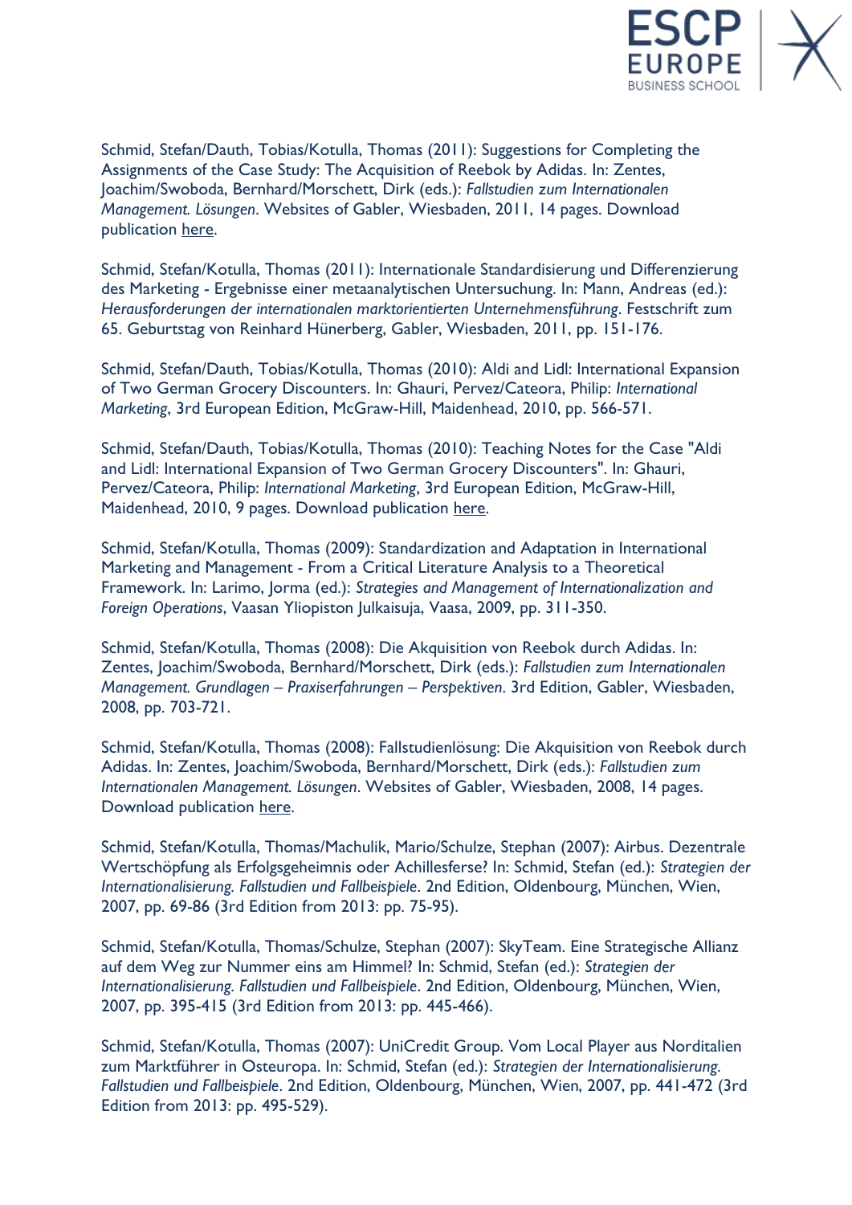Schmid, Stefan/Dauth, Tobias/Kotulla, Thomas (2011): Suggestions for Completing the Assignments of the Case Study: The Acquisition of Reebok by Adidas. In: Zentes, Joachim/Swoboda, Bernhard/Morschett, Dirk (eds.): *Fallstudien zum Internationalen Management. Lösungen*. Websites of Gabler, Wiesbaden, 2011, 14 pages. Download publication here.

Schmid, Stefan/Kotulla, Thomas (2011): Internationale Standardisierung und Differenzierung des Marketing - Ergebnisse einer metaanalytischen Untersuchung. In: Mann, Andreas (ed.): *Herausforderungen der internationalen marktorientierten Unternehmensführung*. Festschrift zum 65. Geburtstag von Reinhard Hünerberg, Gabler, Wiesbaden, 2011, pp. 151-176.

Schmid, Stefan/Dauth, Tobias/Kotulla, Thomas (2010): Aldi and Lidl: International Expansion of Two German Grocery Discounters. In: Ghauri, Pervez/Cateora, Philip: *International Marketing*, 3rd European Edition, McGraw-Hill, Maidenhead, 2010, pp. 566-571.

Schmid, Stefan/Dauth, Tobias/Kotulla, Thomas (2010): Teaching Notes for the Case "Aldi and Lidl: International Expansion of Two German Grocery Discounters". In: Ghauri, Pervez/Cateora, Philip: *International Marketing*, 3rd European Edition, McGraw-Hill, Maidenhead, 2010, 9 pages. Download publication here.

Schmid, Stefan/Kotulla, Thomas (2009): Standardization and Adaptation in International Marketing and Management - From a Critical Literature Analysis to a Theoretical Framework. In: Larimo, Jorma (ed.): *Strategies and Management of Internationalization and Foreign Operations*, Vaasan Yliopiston Julkaisuja, Vaasa, 2009, pp. 311-350.

Schmid, Stefan/Kotulla, Thomas (2008): Die Akquisition von Reebok durch Adidas. In: Zentes, Joachim/Swoboda, Bernhard/Morschett, Dirk (eds.): *Fallstudien zum Internationalen Management. Grundlagen – Praxiserfahrungen – Perspektiven*. 3rd Edition, Gabler, Wiesbaden, 2008, pp. 703-721.

Schmid, Stefan/Kotulla, Thomas (2008): Fallstudienlösung: Die Akquisition von Reebok durch Adidas. In: Zentes, Joachim/Swoboda, Bernhard/Morschett, Dirk (eds.): *Fallstudien zum Internationalen Management. Lösungen*. Websites of Gabler, Wiesbaden, 2008, 14 pages. Download publication here.

Schmid, Stefan/Kotulla, Thomas/Machulik, Mario/Schulze, Stephan (2007): Airbus. Dezentrale Wertschöpfung als Erfolgsgeheimnis oder Achillesferse? In: Schmid, Stefan (ed.): *Strategien der Internationalisierung. Fallstudien und Fallbeispiele*. 2nd Edition, Oldenbourg, München, Wien, 2007, pp. 69-86 (3rd Edition from 2013: pp. 75-95).

Schmid, Stefan/Kotulla, Thomas/Schulze, Stephan (2007): SkyTeam. Eine Strategische Allianz auf dem Weg zur Nummer eins am Himmel? In: Schmid, Stefan (ed.): *Strategien der Internationalisierung. Fallstudien und Fallbeispiele*. 2nd Edition, Oldenbourg, München, Wien, 2007, pp. 395-415 (3rd Edition from 2013: pp. 445-466).

Schmid, Stefan/Kotulla, Thomas (2007): UniCredit Group. Vom Local Player aus Norditalien zum Marktführer in Osteuropa. In: Schmid, Stefan (ed.): *Strategien der Internationalisierung. Fallstudien und Fallbeispiele*. 2nd Edition, Oldenbourg, München, Wien, 2007, pp. 441-472 (3rd Edition from 2013: pp. 495-529).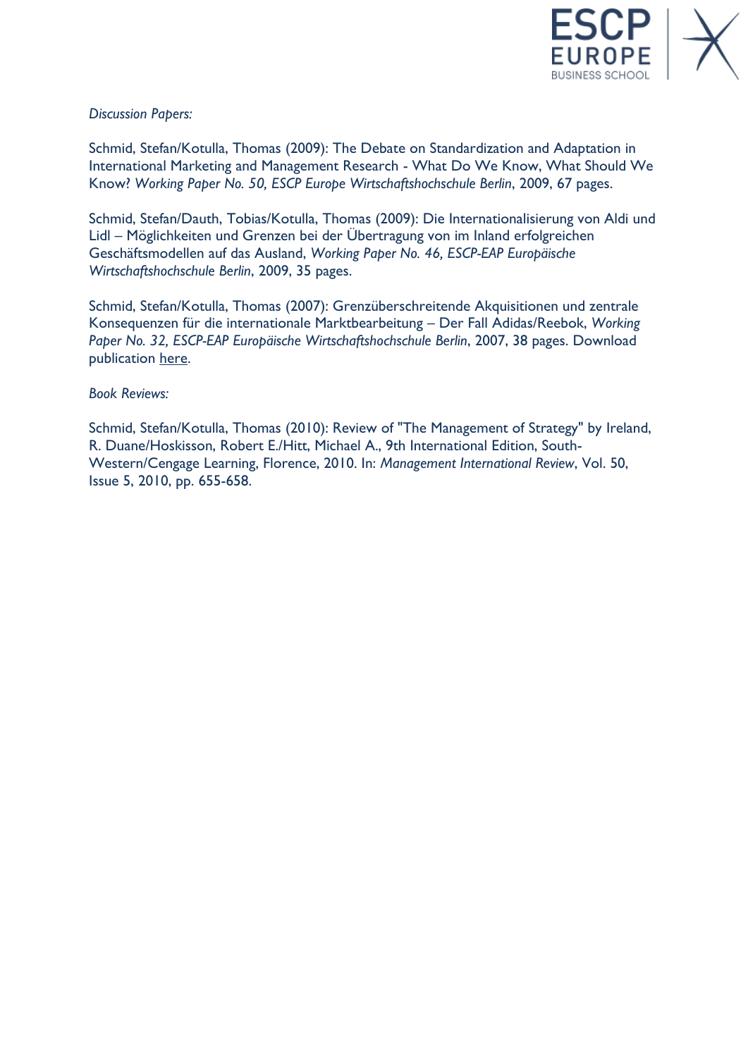*Discussion Papers:*

Schmid, Stefan/Kotulla, Thomas (2009): The Debate on Standardization and Adaptation in International Marketing and Management Research - What Do We Know, What Should We Know? *Working Paper No. 50, ESCP Europe Wirtschaftshochschule Berlin*, 2009, 67 pages.

Schmid, Stefan/Dauth, Tobias/Kotulla, Thomas (2009): Die Internationalisierung von Aldi und Lidl – Möglichkeiten und Grenzen bei der Übertragung von im Inland erfolgreichen Geschäftsmodellen auf das Ausland, *Working Paper No. 46, ESCP-EAP Europäische Wirtschaftshochschule Berlin*, 2009, 35 pages.

Schmid, Stefan/Kotulla, Thomas (2007): Grenzüberschreitende Akquisitionen und zentrale Konsequenzen für die internationale Marktbearbeitung – Der Fall Adidas/Reebok, *Working Paper No. 32, ESCP-EAP Europäische Wirtschaftshochschule Berlin*, 2007, 38 pages. Download publication here.

*Book Reviews:*

Schmid, Stefan/Kotulla, Thomas (2010): Review of "The Management of Strategy" by Ireland, R. Duane/Hoskisson, Robert E./Hitt, Michael A., 9th International Edition, South-Western/Cengage Learning, Florence, 2010. In: *Management International Review*, Vol. 50, Issue 5, 2010, pp. 655-658.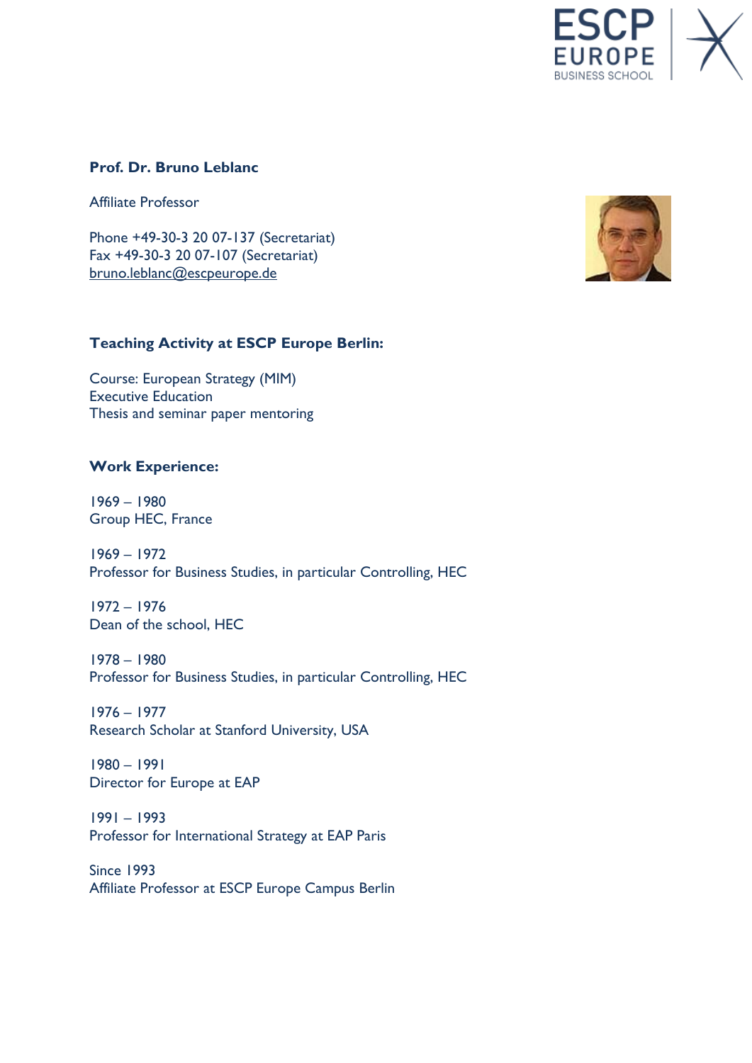**Prof. Dr. Bruno Leblanc**

Affiliate Professor

Phone +49-30-3 20 07-137 (Secretariat)
Fax +49-30-3 20 07-107 (Secretariat)
bruno.leblanc@escpeurope.de

## Teaching Activity at ESCP Europe Berlin:

Course: European Strategy (MIM)
Executive Education
Thesis and seminar paper mentoring

## Work Experience:

1969 – 1980
Group HEC, France

1969 – 1972
Professor for Business Studies, in particular Controlling, HEC

1972 – 1976
Dean of the school, HEC

1978 – 1980
Professor for Business Studies, in particular Controlling, HEC

1976 – 1977
Research Scholar at Stanford University, USA

1980 – 1991
Director for Europe at EAP

1991 – 1993
Professor for International Strategy at EAP Paris

Since 1993
Affiliate Professor at ESCP Europe Campus Berlin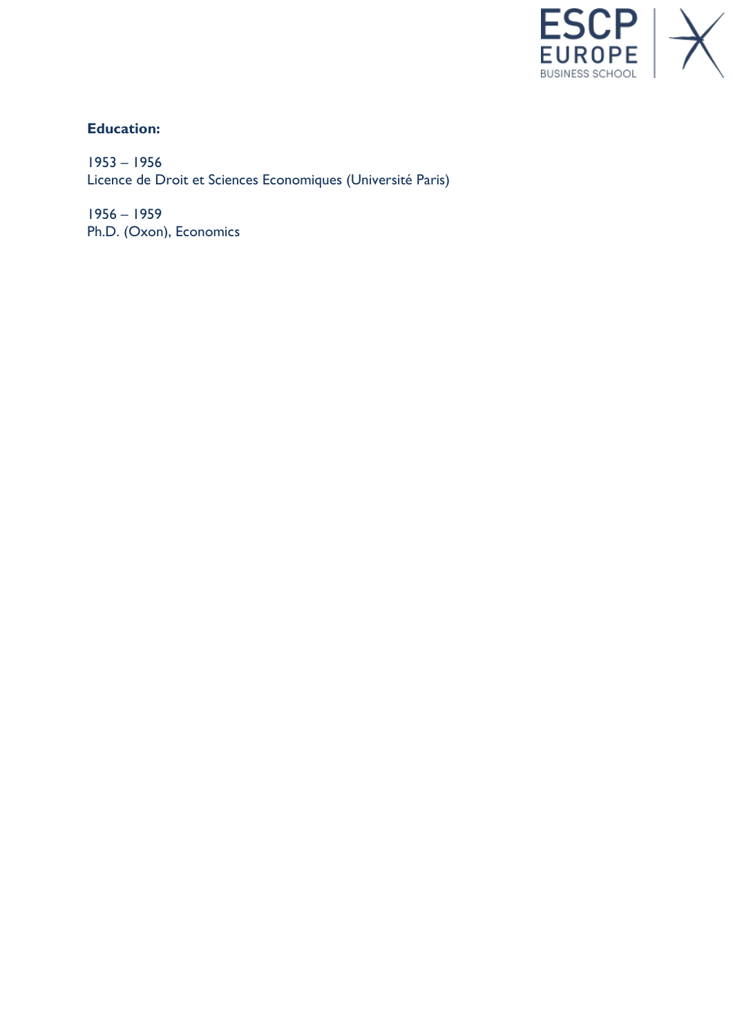**Education:**

1953 – 1956
Licence de Droit et Sciences Economiques (Université Paris)

1956 – 1959
Ph.D. (Oxon), Economics